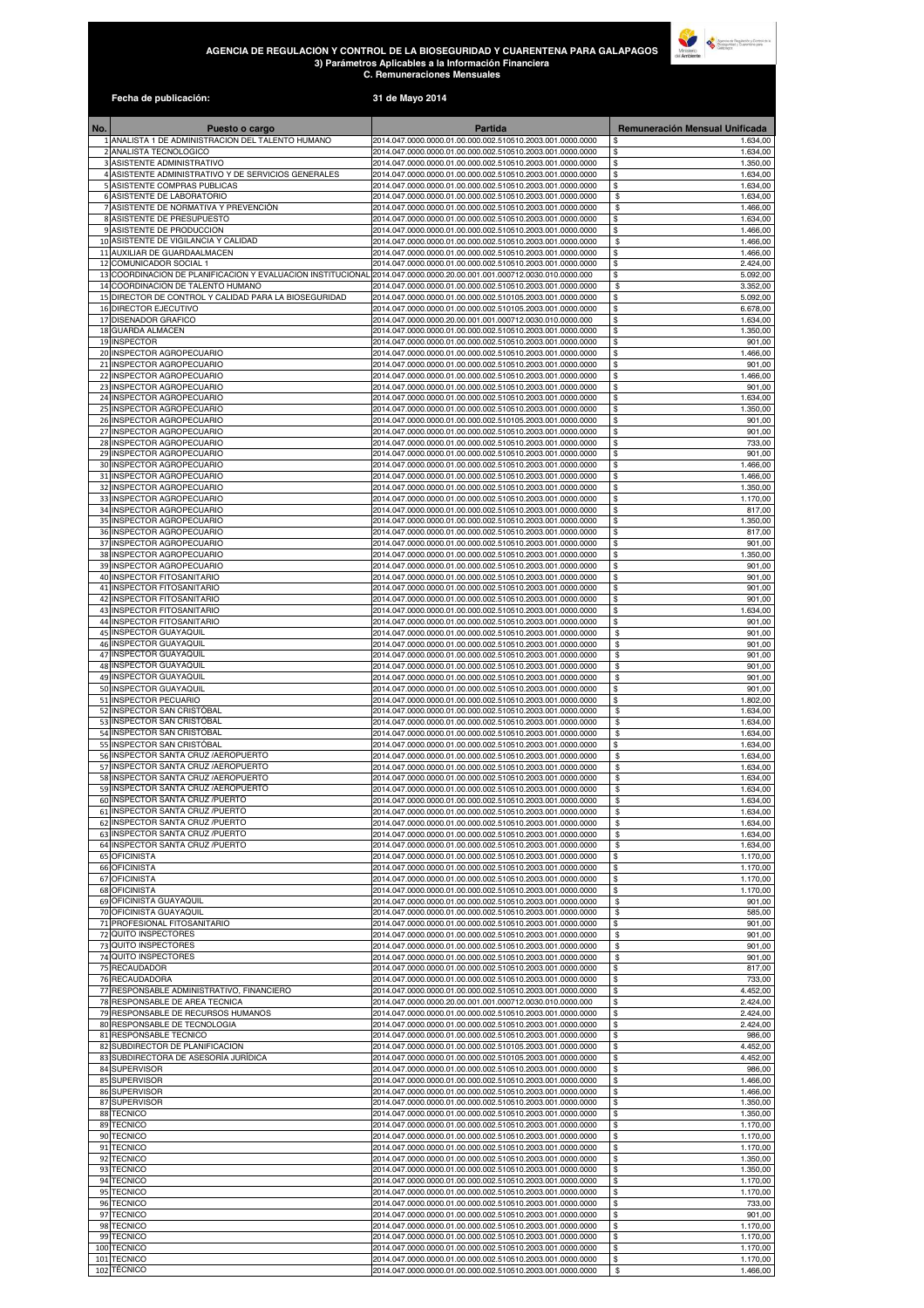# AGENCIA DE REGULACIÓN Y CONTROL DE LA BIOSEGURIDAD Y CUARENTENA PARA GALAPAGOS

**3) Parámetros Aplicables a la Información Financiera**

**C. Remuneraciones Mensuales**

**Fecha de publicación:** 31 de Mayo 2014

| No. | Puesto o cargo | Partida | Remuneración Mensual Unificada |
|---|---|---|---|
| 1 | ANALISTA 1 DE ADMINISTRACION DEL TALENTO HUMANO | 2014.047.0000.0000.01.00.000.002.510510.2003.001.0000.0000 | $ 1.634,00 |
| 2 | ANALISTA TECNOLOGICO | 2014.047.0000.0000.01.00.000.002.510510.2003.001.0000.0000 | $ 1.634,00 |
| 3 | ASISTENTE ADMINISTRATIVO | 2014.047.0000.0000.01.00.000.002.510510.2003.001.0000.0000 | $ 1.350,00 |
| 4 | ASISTENTE ADMINISTRATIVO Y DE SERVICIOS GENERALES | 2014.047.0000.0000.01.00.000.002.510510.2003.001.0000.0000 | $ 1.634,00 |
| 5 | ASISTENTE COMPRAS PUBLICAS | 2014.047.0000.0000.01.00.000.002.510510.2003.001.0000.0000 | $ 1.634,00 |
| 6 | ASISTENTE DE LABORATORIO | 2014.047.0000.0000.01.00.000.002.510510.2003.001.0000.0000 | $ 1.634,00 |
| 7 | ASISTENTE DE NORMATIVA Y PREVENCIÓN | 2014.047.0000.0000.01.00.000.002.510510.2003.001.0000.0000 | $ 1.466,00 |
| 8 | ASISTENTE DE PRESUPUESTO | 2014.047.0000.0000.01.00.000.002.510510.2003.001.0000.0000 | $ 1.634,00 |
| 9 | ASISTENTE DE PRODUCCION | 2014.047.0000.0000.01.00.000.002.510510.2003.001.0000.0000 | $ 1.466,00 |
| 10 | ASISTENTE DE VIGILANCIA Y CALIDAD | 2014.047.0000.0000.01.00.000.002.510510.2003.001.0000.0000 | $ 1.466,00 |
| 11 | AUXILIAR DE GUARDAALMACEN | 2014.047.0000.0000.01.00.000.002.510510.2003.001.0000.0000 | $ 1.466,00 |
| 12 | COMUNICADOR SOCIAL 1 | 2014.047.0000.0000.01.00.000.002.510510.2003.001.0000.0000 | $ 2.424,00 |
| 13 | COORDINACION DE PLANIFICACION Y EVALUACION INSTITUCIONAL | 2014.047.0000.0000.20.00.001.001.000712.0030.010.0000.000 | $ 5.092,00 |
| 14 | COORDINACION DE TALENTO HUMANO | 2014.047.0000.0000.01.00.000.002.510510.2003.001.0000.0000 | $ 3.352,00 |
| 15 | DIRECTOR DE CONTROL Y CALIDAD PARA LA BIOSEGURIDAD | 2014.047.0000.0000.01.00.000.002.510105.2003.001.0000.0000 | $ 5.092,00 |
| 16 | DIRECTOR EJECUTIVO | 2014.047.0000.0000.01.00.000.002.510105.2003.001.0000.0000 | $ 6.678,00 |
| 17 | DISENADOR GRAFICO | 2014.047.0000.0000.20.00.001.001.000712.0030.010.0000.000 | $ 1.634,00 |
| 18 | GUARDA ALMACEN | 2014.047.0000.0000.01.00.000.002.510510.2003.001.0000.0000 | $ 1.350,00 |
| 19 | INSPECTOR | 2014.047.0000.0000.01.00.000.002.510510.2003.001.0000.0000 | $ 901,00 |
| 20 | INSPECTOR AGROPECUARIO | 2014.047.0000.0000.01.00.000.002.510510.2003.001.0000.0000 | $ 1.466,00 |
| 21 | INSPECTOR AGROPECUARIO | 2014.047.0000.0000.01.00.000.002.510510.2003.001.0000.0000 | $ 901,00 |
| 22 | INSPECTOR AGROPECUARIO | 2014.047.0000.0000.01.00.000.002.510510.2003.001.0000.0000 | $ 1.466,00 |
| 23 | INSPECTOR AGROPECUARIO | 2014.047.0000.0000.01.00.000.002.510510.2003.001.0000.0000 | $ 901,00 |
| 24 | INSPECTOR AGROPECUARIO | 2014.047.0000.0000.01.00.000.002.510510.2003.001.0000.0000 | $ 1.634,00 |
| 25 | INSPECTOR AGROPECUARIO | 2014.047.0000.0000.01.00.000.002.510510.2003.001.0000.0000 | $ 1.350,00 |
| 26 | INSPECTOR AGROPECUARIO | 2014.047.0000.0000.01.00.000.002.510105.2003.001.0000.0000 | $ 901,00 |
| 27 | INSPECTOR AGROPECUARIO | 2014.047.0000.0000.01.00.000.002.510510.2003.001.0000.0000 | $ 901,00 |
| 28 | INSPECTOR AGROPECUARIO | 2014.047.0000.0000.01.00.000.002.510510.2003.001.0000.0000 | $ 733,00 |
| 29 | INSPECTOR AGROPECUARIO | 2014.047.0000.0000.01.00.000.002.510510.2003.001.0000.0000 | $ 901,00 |
| 30 | INSPECTOR AGROPECUARIO | 2014.047.0000.0000.01.00.000.002.510510.2003.001.0000.0000 | $ 1.466,00 |
| 31 | INSPECTOR AGROPECUARIO | 2014.047.0000.0000.01.00.000.002.510510.2003.001.0000.0000 | $ 1.466,00 |
| 32 | INSPECTOR AGROPECUARIO | 2014.047.0000.0000.01.00.000.002.510510.2003.001.0000.0000 | $ 1.350,00 |
| 33 | INSPECTOR AGROPECUARIO | 2014.047.0000.0000.01.00.000.002.510510.2003.001.0000.0000 | $ 1.170,00 |
| 34 | INSPECTOR AGROPECUARIO | 2014.047.0000.0000.01.00.000.002.510510.2003.001.0000.0000 | $ 817,00 |
| 35 | INSPECTOR AGROPECUARIO | 2014.047.0000.0000.01.00.000.002.510510.2003.001.0000.0000 | $ 1.350,00 |
| 36 | INSPECTOR AGROPECUARIO | 2014.047.0000.0000.01.00.000.002.510510.2003.001.0000.0000 | $ 817,00 |
| 37 | INSPECTOR AGROPECUARIO | 2014.047.0000.0000.01.00.000.002.510510.2003.001.0000.0000 | $ 901,00 |
| 38 | INSPECTOR AGROPECUARIO | 2014.047.0000.0000.01.00.000.002.510510.2003.001.0000.0000 | $ 1.350,00 |
| 39 | INSPECTOR AGROPECUARIO | 2014.047.0000.0000.01.00.000.002.510510.2003.001.0000.0000 | $ 901,00 |
| 40 | INSPECTOR FITOSANITARIO | 2014.047.0000.0000.01.00.000.002.510510.2003.001.0000.0000 | $ 901,00 |
| 41 | INSPECTOR FITOSANITARIO | 2014.047.0000.0000.01.00.000.002.510510.2003.001.0000.0000 | $ 901,00 |
| 42 | INSPECTOR FITOSANITARIO | 2014.047.0000.0000.01.00.000.002.510510.2003.001.0000.0000 | $ 901,00 |
| 43 | INSPECTOR FITOSANITARIO | 2014.047.0000.0000.01.00.000.002.510510.2003.001.0000.0000 | $ 1.634,00 |
| 44 | INSPECTOR FITOSANITARIO | 2014.047.0000.0000.01.00.000.002.510510.2003.001.0000.0000 | $ 901,00 |
| 45 | INSPECTOR GUAYAQUIL | 2014.047.0000.0000.01.00.000.002.510510.2003.001.0000.0000 | $ 901,00 |
| 46 | INSPECTOR GUAYAQUIL | 2014.047.0000.0000.01.00.000.002.510510.2003.001.0000.0000 | $ 901,00 |
| 47 | INSPECTOR GUAYAQUIL | 2014.047.0000.0000.01.00.000.002.510510.2003.001.0000.0000 | $ 901,00 |
| 48 | INSPECTOR GUAYAQUIL | 2014.047.0000.0000.01.00.000.002.510510.2003.001.0000.0000 | $ 901,00 |
| 49 | INSPECTOR GUAYAQUIL | 2014.047.0000.0000.01.00.000.002.510510.2003.001.0000.0000 | $ 901,00 |
| 50 | INSPECTOR GUAYAQUIL | 2014.047.0000.0000.01.00.000.002.510510.2003.001.0000.0000 | $ 901,00 |
| 51 | INSPECTOR PECUARIO | 2014.047.0000.0000.01.00.000.002.510510.2003.001.0000.0000 | $ 1.802,00 |
| 52 | INSPECTOR SAN CRISTÓBAL | 2014.047.0000.0000.01.00.000.002.510510.2003.001.0000.0000 | $ 1.634,00 |
| 53 | INSPECTOR SAN CRISTÓBAL | 2014.047.0000.0000.01.00.000.002.510510.2003.001.0000.0000 | $ 1.634,00 |
| 54 | INSPECTOR SAN CRISTÓBAL | 2014.047.0000.0000.01.00.000.002.510510.2003.001.0000.0000 | $ 1.634,00 |
| 55 | INSPECTOR SAN CRISTÓBAL | 2014.047.0000.0000.01.00.000.002.510510.2003.001.0000.0000 | $ 1.634,00 |
| 56 | INSPECTOR SANTA CRUZ /AEROPUERTO | 2014.047.0000.0000.01.00.000.002.510510.2003.001.0000.0000 | $ 1.634,00 |
| 57 | INSPECTOR SANTA CRUZ /AEROPUERTO | 2014.047.0000.0000.01.00.000.002.510510.2003.001.0000.0000 | $ 1.634,00 |
| 58 | INSPECTOR SANTA CRUZ /AEROPUERTO | 2014.047.0000.0000.01.00.000.002.510510.2003.001.0000.0000 | $ 1.634,00 |
| 59 | INSPECTOR SANTA CRUZ /AEROPUERTO | 2014.047.0000.0000.01.00.000.002.510510.2003.001.0000.0000 | $ 1.634,00 |
| 60 | INSPECTOR SANTA CRUZ /PUERTO | 2014.047.0000.0000.01.00.000.002.510510.2003.001.0000.0000 | $ 1.634,00 |
| 61 | INSPECTOR SANTA CRUZ /PUERTO | 2014.047.0000.0000.01.00.000.002.510510.2003.001.0000.0000 | $ 1.634,00 |
| 62 | INSPECTOR SANTA CRUZ /PUERTO | 2014.047.0000.0000.01.00.000.002.510510.2003.001.0000.0000 | $ 1.634,00 |
| 63 | INSPECTOR SANTA CRUZ /PUERTO | 2014.047.0000.0000.01.00.000.002.510510.2003.001.0000.0000 | $ 1.634,00 |
| 64 | INSPECTOR SANTA CRUZ /PUERTO | 2014.047.0000.0000.01.00.000.002.510510.2003.001.0000.0000 | $ 1.634,00 |
| 65 | OFICINISTA | 2014.047.0000.0000.01.00.000.002.510510.2003.001.0000.0000 | $ 1.170,00 |
| 66 | OFICINISTA | 2014.047.0000.0000.01.00.000.002.510510.2003.001.0000.0000 | $ 1.170,00 |
| 67 | OFICINISTA | 2014.047.0000.0000.01.00.000.002.510510.2003.001.0000.0000 | $ 1.170,00 |
| 68 | OFICINISTA | 2014.047.0000.0000.01.00.000.002.510510.2003.001.0000.0000 | $ 1.170,00 |
| 69 | OFICINISTA GUAYAQUIL | 2014.047.0000.0000.01.00.000.002.510510.2003.001.0000.0000 | $ 901,00 |
| 70 | OFICINISTA GUAYAQUIL | 2014.047.0000.0000.01.00.000.002.510510.2003.001.0000.0000 | $ 585,00 |
| 71 | PROFESIONAL FITOSANITARIO | 2014.047.0000.0000.01.00.000.002.510510.2003.001.0000.0000 | $ 901,00 |
| 72 | QUITO INSPECTORES | 2014.047.0000.0000.01.00.000.002.510510.2003.001.0000.0000 | $ 901,00 |
| 73 | QUITO INSPECTORES | 2014.047.0000.0000.01.00.000.002.510510.2003.001.0000.0000 | $ 901,00 |
| 74 | QUITO INSPECTORES | 2014.047.0000.0000.01.00.000.002.510510.2003.001.0000.0000 | $ 901,00 |
| 75 | RECAUDADOR | 2014.047.0000.0000.01.00.000.002.510510.2003.001.0000.0000 | $ 817,00 |
| 76 | RECAUDADORA | 2014.047.0000.0000.01.00.000.002.510510.2003.001.0000.0000 | $ 733,00 |
| 77 | RESPONSABLE ADMINISTRATIVO, FINANCIERO | 2014.047.0000.0000.01.00.000.002.510510.2003.001.0000.0000 | $ 4.452,00 |
| 78 | RESPONSABLE DE AREA TECNICA | 2014.047.0000.0000.20.00.001.001.000712.0030.010.0000.000 | $ 2.424,00 |
| 79 | RESPONSABLE DE RECURSOS HUMANOS | 2014.047.0000.0000.01.00.000.002.510510.2003.001.0000.0000 | $ 2.424,00 |
| 80 | RESPONSABLE DE TECNOLOGIA | 2014.047.0000.0000.01.00.000.002.510510.2003.001.0000.0000 | $ 2.424,00 |
| 81 | RESPONSABLE TECNICO | 2014.047.0000.0000.01.00.000.002.510510.2003.001.0000.0000 | $ 986,00 |
| 82 | SUBDIRECTOR DE PLANIFICACION | 2014.047.0000.0000.01.00.000.002.510105.2003.001.0000.0000 | $ 4.452,00 |
| 83 | SUBDIRECTORA DE ASESORÍA JURÍDICA | 2014.047.0000.0000.01.00.000.002.510105.2003.001.0000.0000 | $ 4.452,00 |
| 84 | SUPERVISOR | 2014.047.0000.0000.01.00.000.002.510510.2003.001.0000.0000 | $ 986,00 |
| 85 | SUPERVISOR | 2014.047.0000.0000.01.00.000.002.510510.2003.001.0000.0000 | $ 1.466,00 |
| 86 | SUPERVISOR | 2014.047.0000.0000.01.00.000.002.510510.2003.001.0000.0000 | $ 1.466,00 |
| 87 | SUPERVISOR | 2014.047.0000.0000.01.00.000.002.510510.2003.001.0000.0000 | $ 1.350,00 |
| 88 | TECNICO | 2014.047.0000.0000.01.00.000.002.510510.2003.001.0000.0000 | $ 1.350,00 |
| 89 | TECNICO | 2014.047.0000.0000.01.00.000.002.510510.2003.001.0000.0000 | $ 1.170,00 |
| 90 | TECNICO | 2014.047.0000.0000.01.00.000.002.510510.2003.001.0000.0000 | $ 1.170,00 |
| 91 | TECNICO | 2014.047.0000.0000.01.00.000.002.510510.2003.001.0000.0000 | $ 1.170,00 |
| 92 | TECNICO | 2014.047.0000.0000.01.00.000.002.510510.2003.001.0000.0000 | $ 1.350,00 |
| 93 | TECNICO | 2014.047.0000.0000.01.00.000.002.510510.2003.001.0000.0000 | $ 1.350,00 |
| 94 | TECNICO | 2014.047.0000.0000.01.00.000.002.510510.2003.001.0000.0000 | $ 1.170,00 |
| 95 | TECNICO | 2014.047.0000.0000.01.00.000.002.510510.2003.001.0000.0000 | $ 1.170,00 |
| 96 | TECNICO | 2014.047.0000.0000.01.00.000.002.510510.2003.001.0000.0000 | $ 733,00 |
| 97 | TECNICO | 2014.047.0000.0000.01.00.000.002.510510.2003.001.0000.0000 | $ 901,00 |
| 98 | TECNICO | 2014.047.0000.0000.01.00.000.002.510510.2003.001.0000.0000 | $ 1.170,00 |
| 99 | TECNICO | 2014.047.0000.0000.01.00.000.002.510510.2003.001.0000.0000 | $ 1.170,00 |
| 100 | TECNICO | 2014.047.0000.0000.01.00.000.002.510510.2003.001.0000.0000 | $ 1.170,00 |
| 101 | TECNICO | 2014.047.0000.0000.01.00.000.002.510510.2003.001.0000.0000 | $ 1.170,00 |
| 102 | TÉCNICO | 2014.047.0000.0000.01.00.000.002.510510.2003.001.0000.0000 | $ 1.466,00 |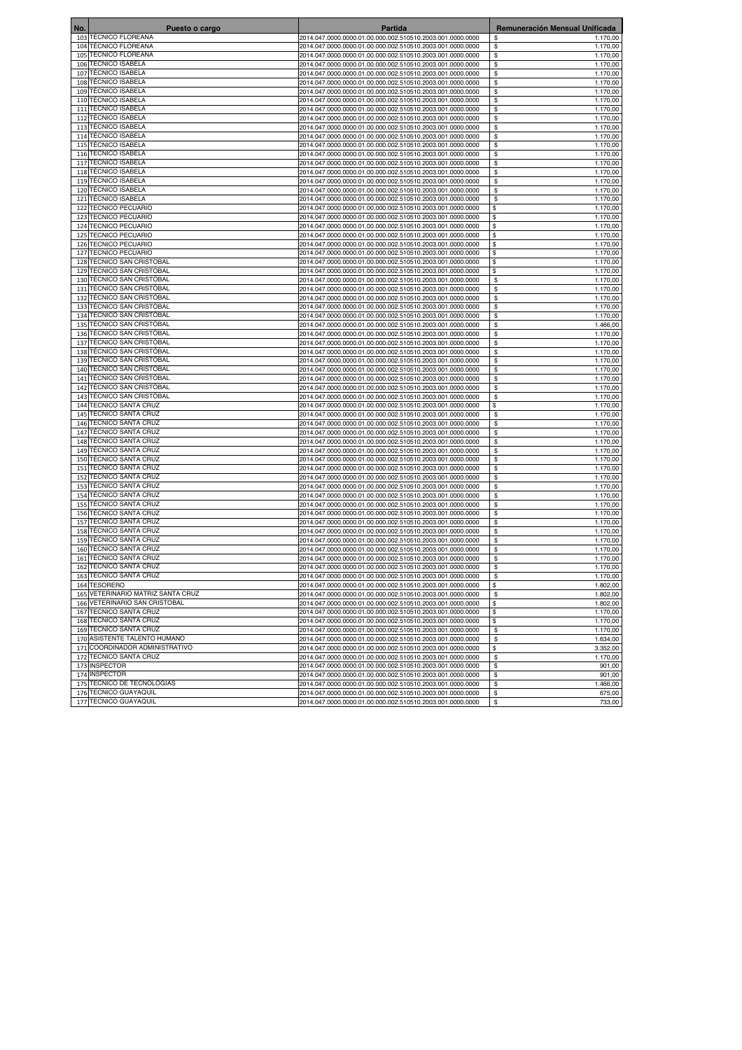| No. | Puesto o cargo | Partida | Remuneración Mensual Unificada |
|---|---|---|---|
| 103 | TÉCNICO FLOREANA | 2014.047.0000.0000.01.00.000.002.510510.2003.001.0000.0000 | $ 1.170,00 |
| 104 | TÉCNICO FLOREANA | 2014.047.0000.0000.01.00.000.002.510510.2003.001.0000.0000 | $ 1.170,00 |
| 105 | TÉCNICO FLOREANA | 2014.047.0000.0000.01.00.000.002.510510.2003.001.0000.0000 | $ 1.170,00 |
| 106 | TÉCNICO ISABELA | 2014.047.0000.0000.01.00.000.002.510510.2003.001.0000.0000 | $ 1.170,00 |
| 107 | TÉCNICO ISABELA | 2014.047.0000.0000.01.00.000.002.510510.2003.001.0000.0000 | $ 1.170,00 |
| 108 | TÉCNICO ISABELA | 2014.047.0000.0000.01.00.000.002.510510.2003.001.0000.0000 | $ 1.170,00 |
| 109 | TÉCNICO ISABELA | 2014.047.0000.0000.01.00.000.002.510510.2003.001.0000.0000 | $ 1.170,00 |
| 110 | TÉCNICO ISABELA | 2014.047.0000.0000.01.00.000.002.510510.2003.001.0000.0000 | $ 1.170,00 |
| 111 | TÉCNICO ISABELA | 2014.047.0000.0000.01.00.000.002.510510.2003.001.0000.0000 | $ 1.170,00 |
| 112 | TÉCNICO ISABELA | 2014.047.0000.0000.01.00.000.002.510510.2003.001.0000.0000 | $ 1.170,00 |
| 113 | TÉCNICO ISABELA | 2014.047.0000.0000.01.00.000.002.510510.2003.001.0000.0000 | $ 1.170,00 |
| 114 | TÉCNICO ISABELA | 2014.047.0000.0000.01.00.000.002.510510.2003.001.0000.0000 | $ 1.170,00 |
| 115 | TÉCNICO ISABELA | 2014.047.0000.0000.01.00.000.002.510510.2003.001.0000.0000 | $ 1.170,00 |
| 116 | TÉCNICO ISABELA | 2014.047.0000.0000.01.00.000.002.510510.2003.001.0000.0000 | $ 1.170,00 |
| 117 | TÉCNICO ISABELA | 2014.047.0000.0000.01.00.000.002.510510.2003.001.0000.0000 | $ 1.170,00 |
| 118 | TÉCNICO ISABELA | 2014.047.0000.0000.01.00.000.002.510510.2003.001.0000.0000 | $ 1.170,00 |
| 119 | TÉCNICO ISABELA | 2014.047.0000.0000.01.00.000.002.510510.2003.001.0000.0000 | $ 1.170,00 |
| 120 | TÉCNICO ISABELA | 2014.047.0000.0000.01.00.000.002.510510.2003.001.0000.0000 | $ 1.170,00 |
| 121 | TÉCNICO ISABELA | 2014.047.0000.0000.01.00.000.002.510510.2003.001.0000.0000 | $ 1.170,00 |
| 122 | TECNICO PECUARIO | 2014.047.0000.0000.01.00.000.002.510510.2003.001.0000.0000 | $ 1.170,00 |
| 123 | TECNICO PECUARIO | 2014.047.0000.0000.01.00.000.002.510510.2003.001.0000.0000 | $ 1.170,00 |
| 124 | TECNICO PECUARIO | 2014.047.0000.0000.01.00.000.002.510510.2003.001.0000.0000 | $ 1.170,00 |
| 125 | TECNICO PECUARIO | 2014.047.0000.0000.01.00.000.002.510510.2003.001.0000.0000 | $ 1.170,00 |
| 126 | TECNICO PECUARIO | 2014.047.0000.0000.01.00.000.002.510510.2003.001.0000.0000 | $ 1.170,00 |
| 127 | TECNICO PECUARIO | 2014.047.0000.0000.01.00.000.002.510510.2003.001.0000.0000 | $ 1.170,00 |
| 128 | TECNICO SAN CRISTOBAL | 2014.047.0000.0000.01.00.000.002.510510.2003.001.0000.0000 | $ 1.170,00 |
| 129 | TECNICO SAN CRISTOBAL | 2014.047.0000.0000.01.00.000.002.510510.2003.001.0000.0000 | $ 1.170,00 |
| 130 | TÉCNICO SAN CRISTÓBAL | 2014.047.0000.0000.01.00.000.002.510510.2003.001.0000.0000 | $ 1.170,00 |
| 131 | TÉCNICO SAN CRISTÓBAL | 2014.047.0000.0000.01.00.000.002.510510.2003.001.0000.0000 | $ 1.170,00 |
| 132 | TÉCNICO SAN CRISTÓBAL | 2014.047.0000.0000.01.00.000.002.510510.2003.001.0000.0000 | $ 1.170,00 |
| 133 | TÉCNICO SAN CRISTÓBAL | 2014.047.0000.0000.01.00.000.002.510510.2003.001.0000.0000 | $ 1.170,00 |
| 134 | TÉCNICO SAN CRISTÓBAL | 2014.047.0000.0000.01.00.000.002.510510.2003.001.0000.0000 | $ 1.170,00 |
| 135 | TÉCNICO SAN CRISTÓBAL | 2014.047.0000.0000.01.00.000.002.510510.2003.001.0000.0000 | $ 1.466,00 |
| 136 | TÉCNICO SAN CRISTÓBAL | 2014.047.0000.0000.01.00.000.002.510510.2003.001.0000.0000 | $ 1.170,00 |
| 137 | TÉCNICO SAN CRISTÓBAL | 2014.047.0000.0000.01.00.000.002.510510.2003.001.0000.0000 | $ 1.170,00 |
| 138 | TÉCNICO SAN CRISTÓBAL | 2014.047.0000.0000.01.00.000.002.510510.2003.001.0000.0000 | $ 1.170,00 |
| 139 | TÉCNICO SAN CRISTÓBAL | 2014.047.0000.0000.01.00.000.002.510510.2003.001.0000.0000 | $ 1.170,00 |
| 140 | TÉCNICO SAN CRISTÓBAL | 2014.047.0000.0000.01.00.000.002.510510.2003.001.0000.0000 | $ 1.170,00 |
| 141 | TÉCNICO SAN CRISTÓBAL | 2014.047.0000.0000.01.00.000.002.510510.2003.001.0000.0000 | $ 1.170,00 |
| 142 | TÉCNICO SAN CRISTÓBAL | 2014.047.0000.0000.01.00.000.002.510510.2003.001.0000.0000 | $ 1.170,00 |
| 143 | TÉCNICO SAN CRISTÓBAL | 2014.047.0000.0000.01.00.000.002.510510.2003.001.0000.0000 | $ 1.170,00 |
| 144 | TECNICO SANTA CRUZ | 2014.047.0000.0000.01.00.000.002.510510.2003.001.0000.0000 | $ 1.170,00 |
| 145 | TECNICO SANTA CRUZ | 2014.047.0000.0000.01.00.000.002.510510.2003.001.0000.0000 | $ 1.170,00 |
| 146 | TECNICO SANTA CRUZ | 2014.047.0000.0000.01.00.000.002.510510.2003.001.0000.0000 | $ 1.170,00 |
| 147 | TÉCNICO SANTA CRUZ | 2014.047.0000.0000.01.00.000.002.510510.2003.001.0000.0000 | $ 1.170,00 |
| 148 | TÉCNICO SANTA CRUZ | 2014.047.0000.0000.01.00.000.002.510510.2003.001.0000.0000 | $ 1.170,00 |
| 149 | TÉCNICO SANTA CRUZ | 2014.047.0000.0000.01.00.000.002.510510.2003.001.0000.0000 | $ 1.170,00 |
| 150 | TÉCNICO SANTA CRUZ | 2014.047.0000.0000.01.00.000.002.510510.2003.001.0000.0000 | $ 1.170,00 |
| 151 | TECNICO SANTA CRUZ | 2014.047.0000.0000.01.00.000.002.510510.2003.001.0000.0000 | $ 1.170,00 |
| 152 | TECNICO SANTA CRUZ | 2014.047.0000.0000.01.00.000.002.510510.2003.001.0000.0000 | $ 1.170,00 |
| 153 | TÉCNICO SANTA CRUZ | 2014.047.0000.0000.01.00.000.002.510510.2003.001.0000.0000 | $ 1.170,00 |
| 154 | TÉCNICO SANTA CRUZ | 2014.047.0000.0000.01.00.000.002.510510.2003.001.0000.0000 | $ 1.170,00 |
| 155 | TÉCNICO SANTA CRUZ | 2014.047.0000.0000.01.00.000.002.510510.2003.001.0000.0000 | $ 1.170,00 |
| 156 | TÉCNICO SANTA CRUZ | 2014.047.0000.0000.01.00.000.002.510510.2003.001.0000.0000 | $ 1.170,00 |
| 157 | TÉCNICO SANTA CRUZ | 2014.047.0000.0000.01.00.000.002.510510.2003.001.0000.0000 | $ 1.170,00 |
| 158 | TÉCNICO SANTA CRUZ | 2014.047.0000.0000.01.00.000.002.510510.2003.001.0000.0000 | $ 1.170,00 |
| 159 | TÉCNICO SANTA CRUZ | 2014.047.0000.0000.01.00.000.002.510510.2003.001.0000.0000 | $ 1.170,00 |
| 160 | TÉCNICO SANTA CRUZ | 2014.047.0000.0000.01.00.000.002.510510.2003.001.0000.0000 | $ 1.170,00 |
| 161 | TÉCNICO SANTA CRUZ | 2014.047.0000.0000.01.00.000.002.510510.2003.001.0000.0000 | $ 1.170,00 |
| 162 | TÉCNICO SANTA CRUZ | 2014.047.0000.0000.01.00.000.002.510510.2003.001.0000.0000 | $ 1.170,00 |
| 163 | TECNICO SANTA CRUZ | 2014.047.0000.0000.01.00.000.002.510510.2003.001.0000.0000 | $ 1.170,00 |
| 164 | TESORERO | 2014.047.0000.0000.01.00.000.002.510510.2003.001.0000.0000 | $ 1.802,00 |
| 165 | VETERINARIO MATRIZ SANTA CRUZ | 2014.047.0000.0000.01.00.000.002.510510.2003.001.0000.0000 | $ 1.802,00 |
| 166 | VETERINARIO SAN CRISTOBAL | 2014.047.0000.0000.01.00.000.002.510510.2003.001.0000.0000 | $ 1.802,00 |
| 167 | TÉCNICO SANTA CRUZ | 2014.047.0000.0000.01.00.000.002.510510.2003.001.0000.0000 | $ 1.170,00 |
| 168 | TÉCNICO SANTA CRUZ | 2014.047.0000.0000.01.00.000.002.510510.2003.001.0000.0000 | $ 1.170,00 |
| 169 | TÉCNICO SANTA CRUZ | 2014.047.0000.0000.01.00.000.002.510510.2003.001.0000.0000 | $ 1.170,00 |
| 170 | ASISTENTE TALENTO HUMANO | 2014.047.0000.0000.01.00.000.002.510510.2003.001.0000.0000 | $ 1.634,00 |
| 171 | COORDINADOR ADMINISTRATIVO | 2014.047.0000.0000.01.00.000.002.510510.2003.001.0000.0000 | $ 3.352,00 |
| 172 | TECNICO SANTA CRUZ | 2014.047.0000.0000.01.00.000.002.510510.2003.001.0000.0000 | $ 1.170,00 |
| 173 | INSPECTOR | 2014.047.0000.0000.01.00.000.002.510510.2003.001.0000.0000 | $ 901,00 |
| 174 | INSPECTOR | 2014.047.0000.0000.01.00.000.002.510510.2003.001.0000.0000 | $ 901,00 |
| 175 | TECNICO DE TECNOLOGIAS | 2014.047.0000.0000.01.00.000.002.510510.2003.001.0000.0000 | $ 1.466,00 |
| 176 | TECNICO GUAYAQUIL | 2014.047.0000.0000.01.00.000.002.510510.2003.001.0000.0000 | $ 675,00 |
| 177 | TECNICO GUAYAQUIL | 2014.047.0000.0000.01.00.000.002.510510.2003.001.0000.0000 | $ 733,00 |